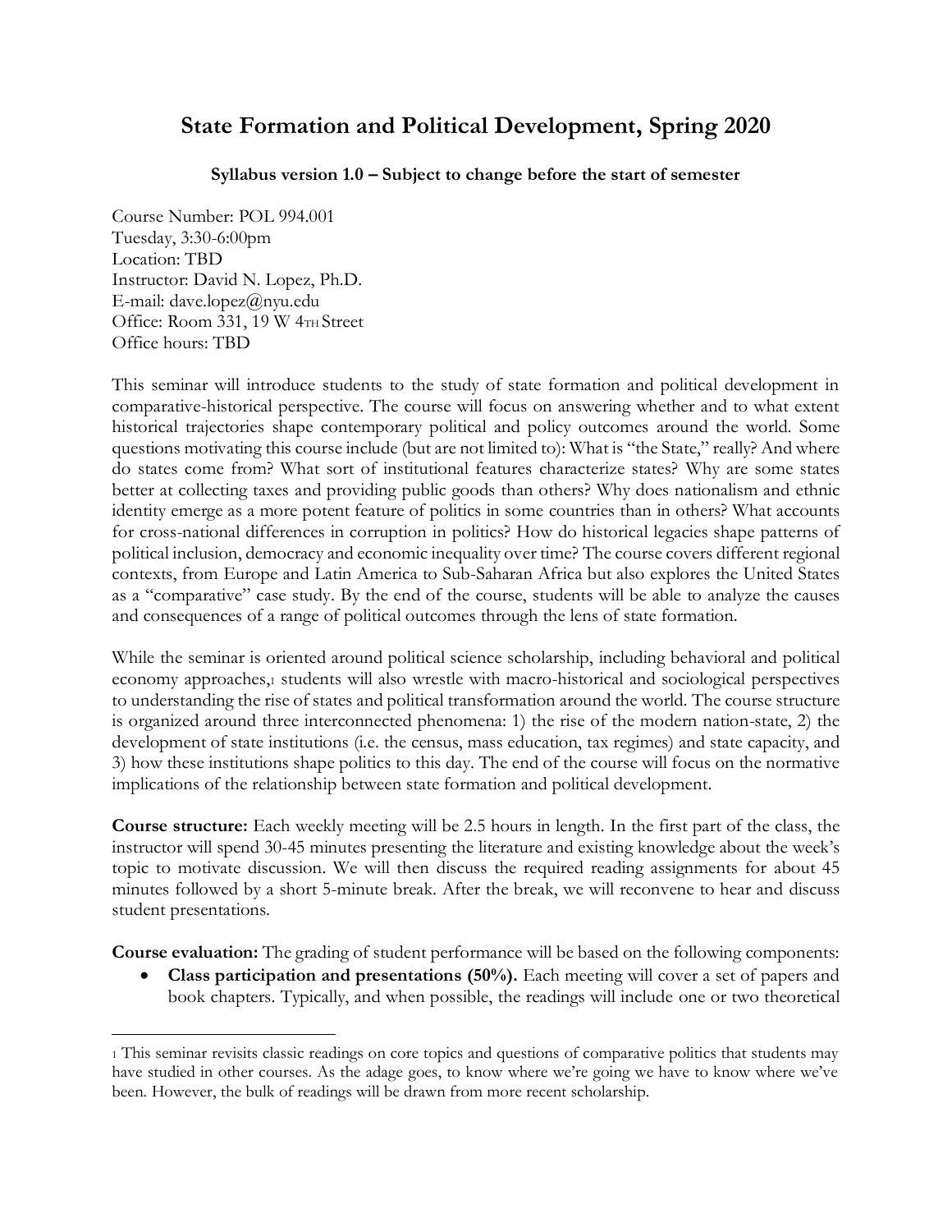# State Formation and Political Development, Spring 2020

**Syllabus version 1.0 – Subject to change before the start of semester**

Course Number: POL 994.001
Tuesday, 3:30-6:00pm
Location: TBD
Instructor: David N. Lopez, Ph.D.
E-mail: dave.lopez@nyu.edu
Office: Room 331, 19 W 4TH Street
Office hours: TBD

This seminar will introduce students to the study of state formation and political development in comparative-historical perspective. The course will focus on answering whether and to what extent historical trajectories shape contemporary political and policy outcomes around the world. Some questions motivating this course include (but are not limited to): What is "the State," really? And where do states come from? What sort of institutional features characterize states? Why are some states better at collecting taxes and providing public goods than others? Why does nationalism and ethnic identity emerge as a more potent feature of politics in some countries than in others? What accounts for cross-national differences in corruption in politics? How do historical legacies shape patterns of political inclusion, democracy and economic inequality over time? The course covers different regional contexts, from Europe and Latin America to Sub-Saharan Africa but also explores the United States as a "comparative" case study. By the end of the course, students will be able to analyze the causes and consequences of a range of political outcomes through the lens of state formation.

While the seminar is oriented around political science scholarship, including behavioral and political economy approaches,[1] students will also wrestle with macro-historical and sociological perspectives to understanding the rise of states and political transformation around the world. The course structure is organized around three interconnected phenomena: 1) the rise of the modern nation-state, 2) the development of state institutions (i.e. the census, mass education, tax regimes) and state capacity, and 3) how these institutions shape politics to this day. The end of the course will focus on the normative implications of the relationship between state formation and political development.

**Course structure:** Each weekly meeting will be 2.5 hours in length. In the first part of the class, the instructor will spend 30-45 minutes presenting the literature and existing knowledge about the week's topic to motivate discussion. We will then discuss the required reading assignments for about 45 minutes followed by a short 5-minute break. After the break, we will reconvene to hear and discuss student presentations.

**Course evaluation:** The grading of student performance will be based on the following components:

- **Class participation and presentations (50%).** Each meeting will cover a set of papers and book chapters. Typically, and when possible, the readings will include one or two theoretical

---

[1] This seminar revisits classic readings on core topics and questions of comparative politics that students may have studied in other courses. As the adage goes, to know where we're going we have to know where we've been. However, the bulk of readings will be drawn from more recent scholarship.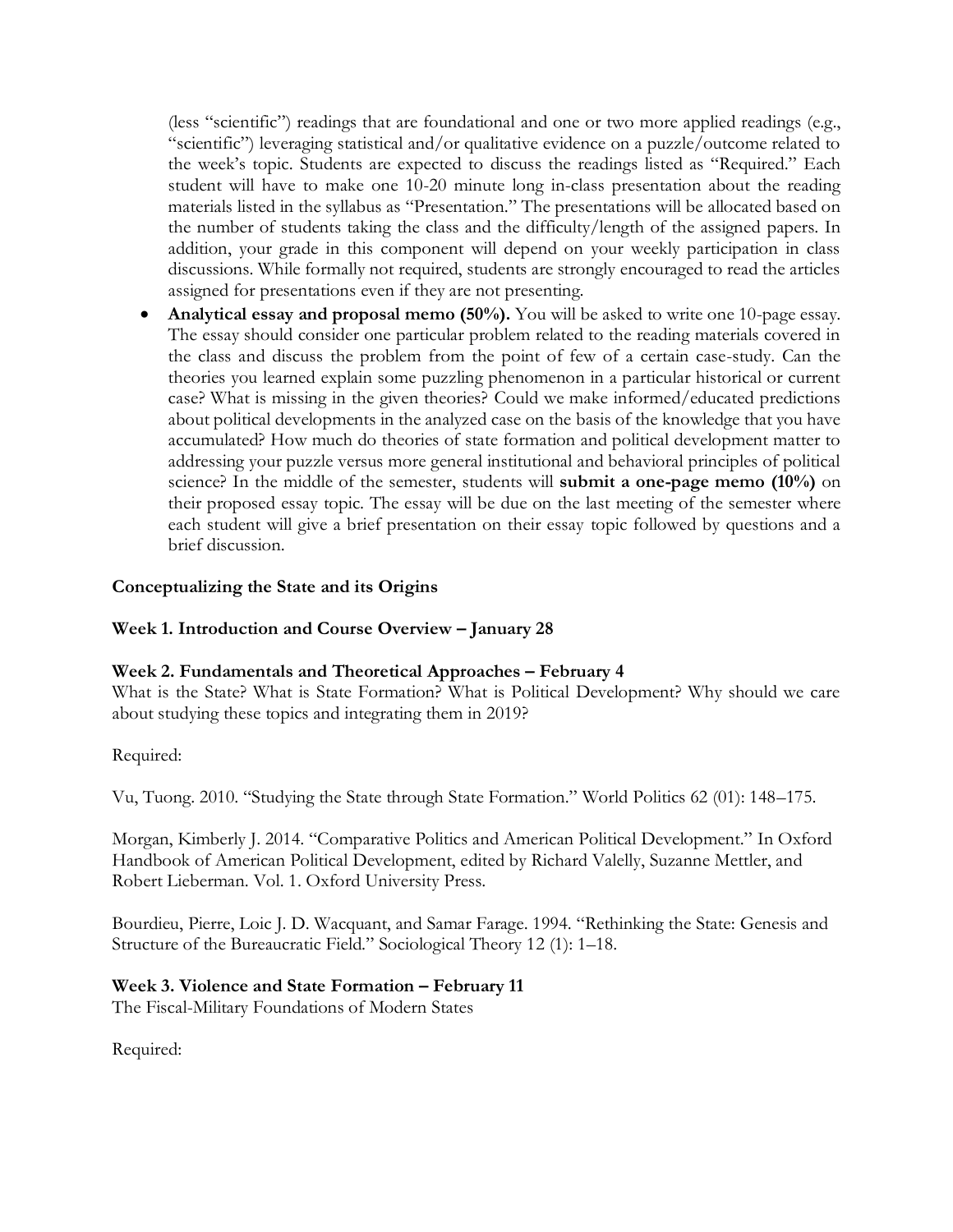(less "scientific") readings that are foundational and one or two more applied readings (e.g., "scientific") leveraging statistical and/or qualitative evidence on a puzzle/outcome related to the week's topic. Students are expected to discuss the readings listed as "Required." Each student will have to make one 10-20 minute long in-class presentation about the reading materials listed in the syllabus as "Presentation." The presentations will be allocated based on the number of students taking the class and the difficulty/length of the assigned papers. In addition, your grade in this component will depend on your weekly participation in class discussions. While formally not required, students are strongly encouraged to read the articles assigned for presentations even if they are not presenting.

- **Analytical essay and proposal memo (50%).** You will be asked to write one 10-page essay. The essay should consider one particular problem related to the reading materials covered in the class and discuss the problem from the point of few of a certain case-study. Can the theories you learned explain some puzzling phenomenon in a particular historical or current case? What is missing in the given theories? Could we make informed/educated predictions about political developments in the analyzed case on the basis of the knowledge that you have accumulated? How much do theories of state formation and political development matter to addressing your puzzle versus more general institutional and behavioral principles of political science? In the middle of the semester, students will **submit a one-page memo (10%)** on their proposed essay topic. The essay will be due on the last meeting of the semester where each student will give a brief presentation on their essay topic followed by questions and a brief discussion.

## Conceptualizing the State and its Origins

### Week 1. Introduction and Course Overview – January 28

### Week 2. Fundamentals and Theoretical Approaches – February 4

What is the State? What is State Formation? What is Political Development? Why should we care about studying these topics and integrating them in 2019?

Required:

Vu, Tuong. 2010. "Studying the State through State Formation." World Politics 62 (01): 148–175.

Morgan, Kimberly J. 2014. "Comparative Politics and American Political Development." In Oxford Handbook of American Political Development, edited by Richard Valelly, Suzanne Mettler, and Robert Lieberman. Vol. 1. Oxford University Press.

Bourdieu, Pierre, Loic J. D. Wacquant, and Samar Farage. 1994. "Rethinking the State: Genesis and Structure of the Bureaucratic Field." Sociological Theory 12 (1): 1–18.

### Week 3. Violence and State Formation – February 11

The Fiscal-Military Foundations of Modern States

Required: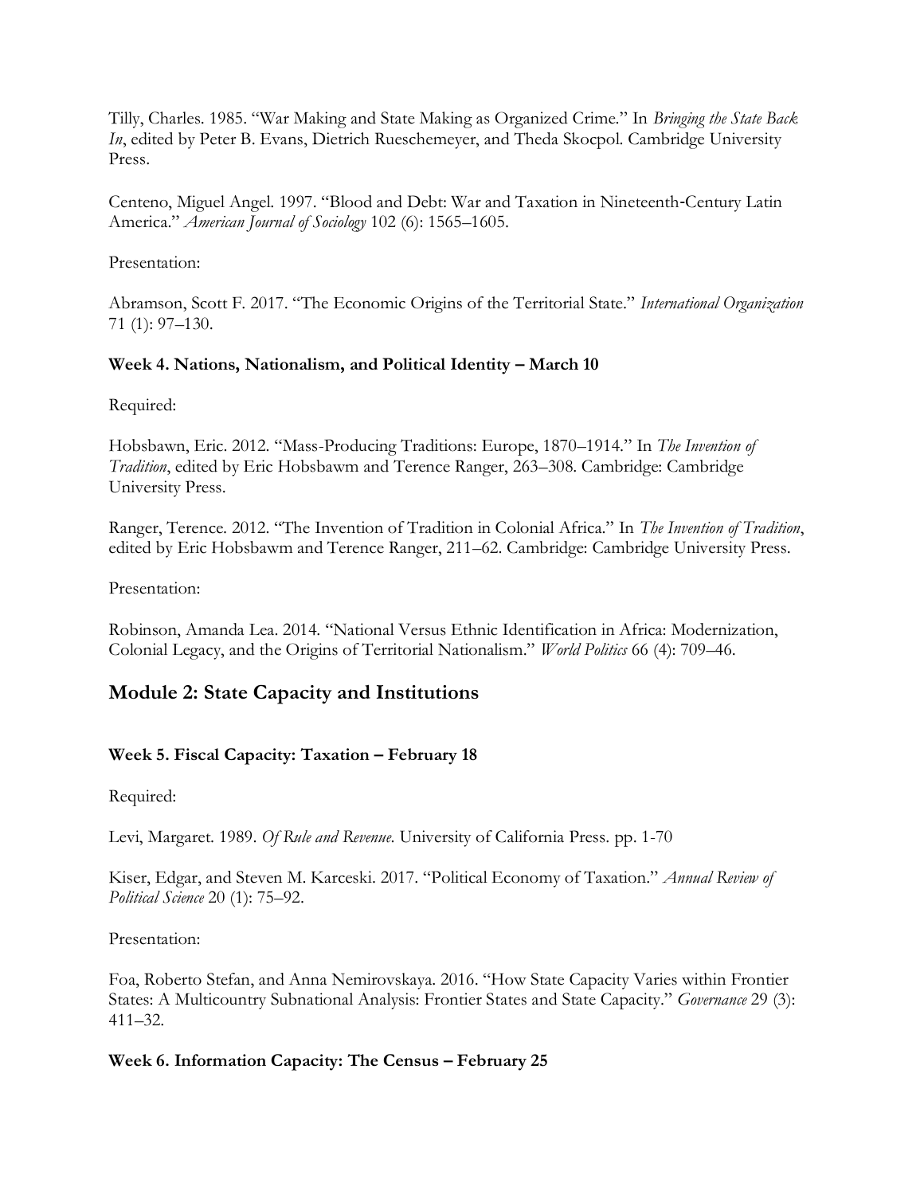Tilly, Charles. 1985. "War Making and State Making as Organized Crime." In *Bringing the State Back In*, edited by Peter B. Evans, Dietrich Rueschemeyer, and Theda Skocpol. Cambridge University Press.

Centeno, Miguel Angel. 1997. "Blood and Debt: War and Taxation in Nineteenth-Century Latin America." *American Journal of Sociology* 102 (6): 1565–1605.

Presentation:

Abramson, Scott F. 2017. "The Economic Origins of the Territorial State." *International Organization* 71 (1): 97–130.

**Week 4. Nations, Nationalism, and Political Identity – March 10**

Required:

Hobsbawn, Eric. 2012. "Mass-Producing Traditions: Europe, 1870–1914." In *The Invention of Tradition*, edited by Eric Hobsbawm and Terence Ranger, 263–308. Cambridge: Cambridge University Press.

Ranger, Terence. 2012. "The Invention of Tradition in Colonial Africa." In *The Invention of Tradition*, edited by Eric Hobsbawm and Terence Ranger, 211–62. Cambridge: Cambridge University Press.

Presentation:

Robinson, Amanda Lea. 2014. "National Versus Ethnic Identification in Africa: Modernization, Colonial Legacy, and the Origins of Territorial Nationalism." *World Politics* 66 (4): 709–46.

## Module 2: State Capacity and Institutions

**Week 5. Fiscal Capacity: Taxation – February 18**

Required:

Levi, Margaret. 1989. *Of Rule and Revenue*. University of California Press. pp. 1-70

Kiser, Edgar, and Steven M. Karceski. 2017. "Political Economy of Taxation." *Annual Review of Political Science* 20 (1): 75–92.

Presentation:

Foa, Roberto Stefan, and Anna Nemirovskaya. 2016. "How State Capacity Varies within Frontier States: A Multicountry Subnational Analysis: Frontier States and State Capacity." *Governance* 29 (3): 411–32.

**Week 6. Information Capacity: The Census – February 25**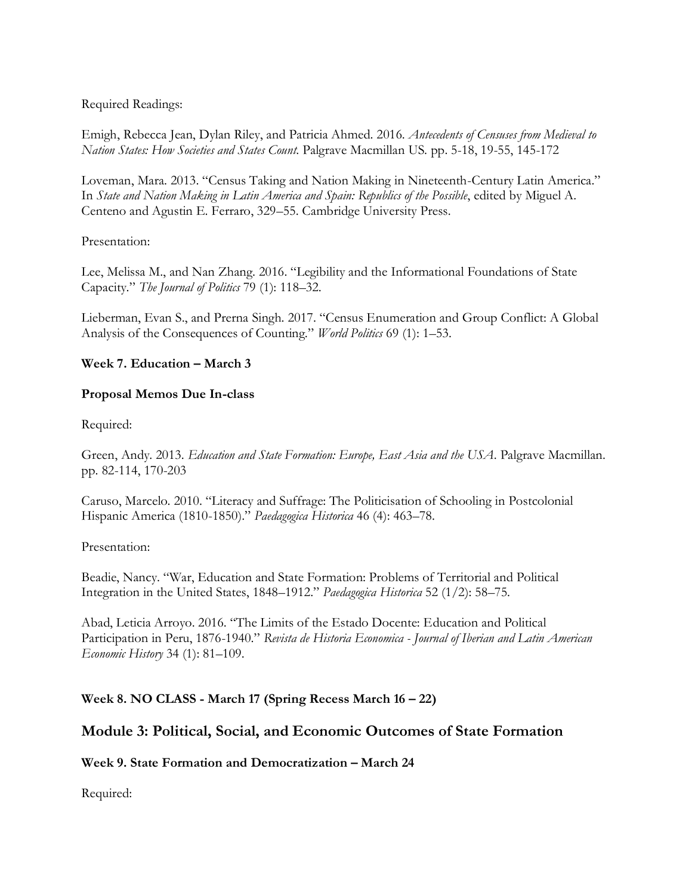Required Readings:

Emigh, Rebecca Jean, Dylan Riley, and Patricia Ahmed. 2016. *Antecedents of Censuses from Medieval to Nation States: How Societies and States Count*. Palgrave Macmillan US. pp. 5-18, 19-55, 145-172

Loveman, Mara. 2013. "Census Taking and Nation Making in Nineteenth-Century Latin America." In *State and Nation Making in Latin America and Spain: Republics of the Possible*, edited by Miguel A. Centeno and Agustin E. Ferraro, 329–55. Cambridge University Press.

Presentation:

Lee, Melissa M., and Nan Zhang. 2016. "Legibility and the Informational Foundations of State Capacity." *The Journal of Politics* 79 (1): 118–32.

Lieberman, Evan S., and Prerna Singh. 2017. "Census Enumeration and Group Conflict: A Global Analysis of the Consequences of Counting." *World Politics* 69 (1): 1–53.

**Week 7. Education – March 3**

**Proposal Memos Due In-class**

Required:

Green, Andy. 2013. *Education and State Formation: Europe, East Asia and the USA*. Palgrave Macmillan. pp. 82-114, 170-203

Caruso, Marcelo. 2010. "Literacy and Suffrage: The Politicisation of Schooling in Postcolonial Hispanic America (1810-1850)." *Paedagogica Historica* 46 (4): 463–78.

Presentation:

Beadie, Nancy. "War, Education and State Formation: Problems of Territorial and Political Integration in the United States, 1848–1912." *Paedagogica Historica* 52 (1/2): 58–75.

Abad, Leticia Arroyo. 2016. "The Limits of the Estado Docente: Education and Political Participation in Peru, 1876-1940." *Revista de Historia Economica - Journal of Iberian and Latin American Economic History* 34 (1): 81–109.

**Week 8. NO CLASS - March 17 (Spring Recess March 16 – 22)**

## Module 3: Political, Social, and Economic Outcomes of State Formation

**Week 9. State Formation and Democratization – March 24**

Required: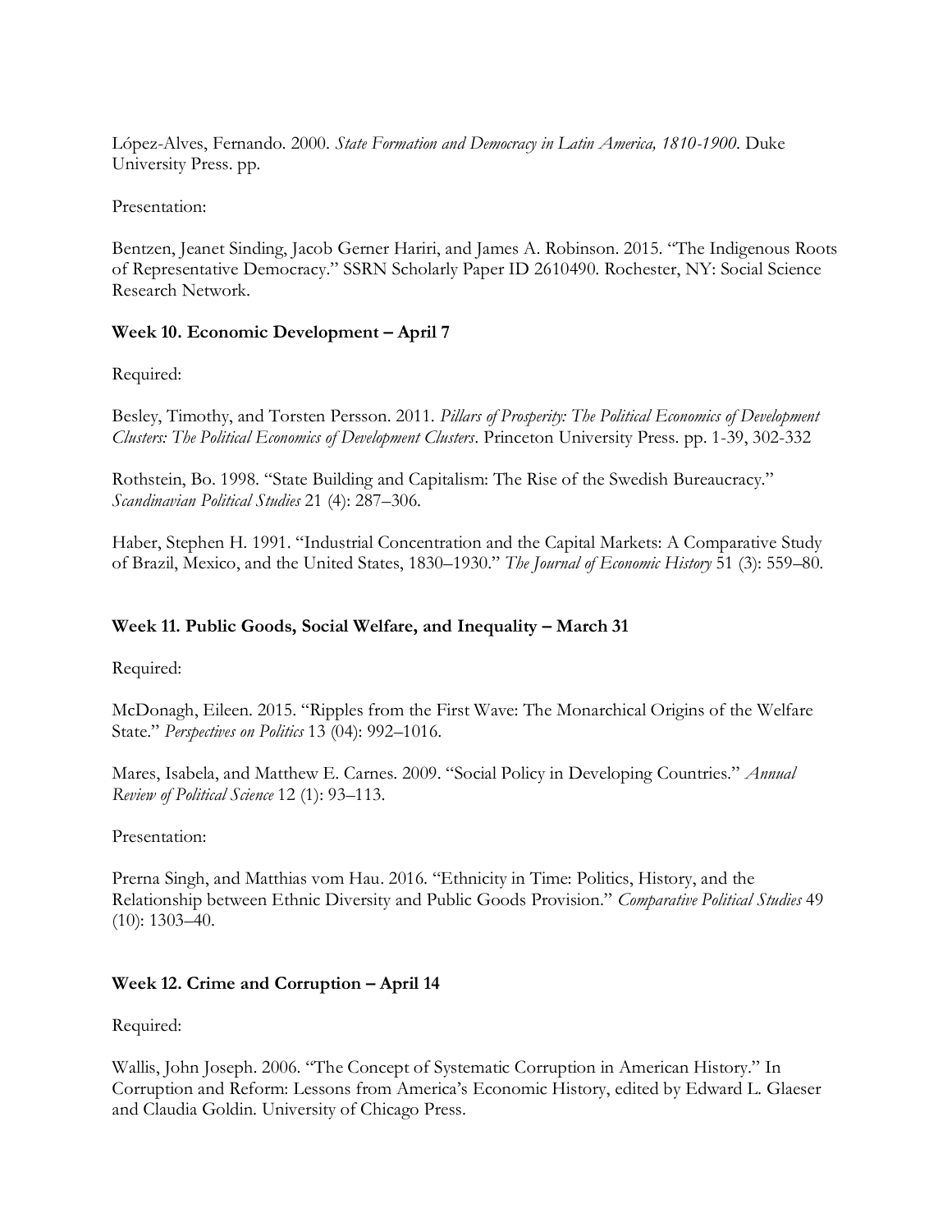López-Alves, Fernando. 2000. *State Formation and Democracy in Latin America, 1810-1900*. Duke University Press. pp.

Presentation:

Bentzen, Jeanet Sinding, Jacob Gerner Hariri, and James A. Robinson. 2015. "The Indigenous Roots of Representative Democracy." SSRN Scholarly Paper ID 2610490. Rochester, NY: Social Science Research Network.

**Week 10. Economic Development – April 7**

Required:

Besley, Timothy, and Torsten Persson. 2011. *Pillars of Prosperity: The Political Economics of Development Clusters: The Political Economics of Development Clusters*. Princeton University Press. pp. 1-39, 302-332

Rothstein, Bo. 1998. "State Building and Capitalism: The Rise of the Swedish Bureaucracy." *Scandinavian Political Studies* 21 (4): 287–306.

Haber, Stephen H. 1991. "Industrial Concentration and the Capital Markets: A Comparative Study of Brazil, Mexico, and the United States, 1830–1930." *The Journal of Economic History* 51 (3): 559–80.

**Week 11. Public Goods, Social Welfare, and Inequality – March 31**

Required:

McDonagh, Eileen. 2015. "Ripples from the First Wave: The Monarchical Origins of the Welfare State." *Perspectives on Politics* 13 (04): 992–1016.

Mares, Isabela, and Matthew E. Carnes. 2009. "Social Policy in Developing Countries." *Annual Review of Political Science* 12 (1): 93–113.

Presentation:

Prerna Singh, and Matthias vom Hau. 2016. "Ethnicity in Time: Politics, History, and the Relationship between Ethnic Diversity and Public Goods Provision." *Comparative Political Studies* 49 (10): 1303–40.

**Week 12. Crime and Corruption – April 14**

Required:

Wallis, John Joseph. 2006. "The Concept of Systematic Corruption in American History." In Corruption and Reform: Lessons from America's Economic History, edited by Edward L. Glaeser and Claudia Goldin. University of Chicago Press.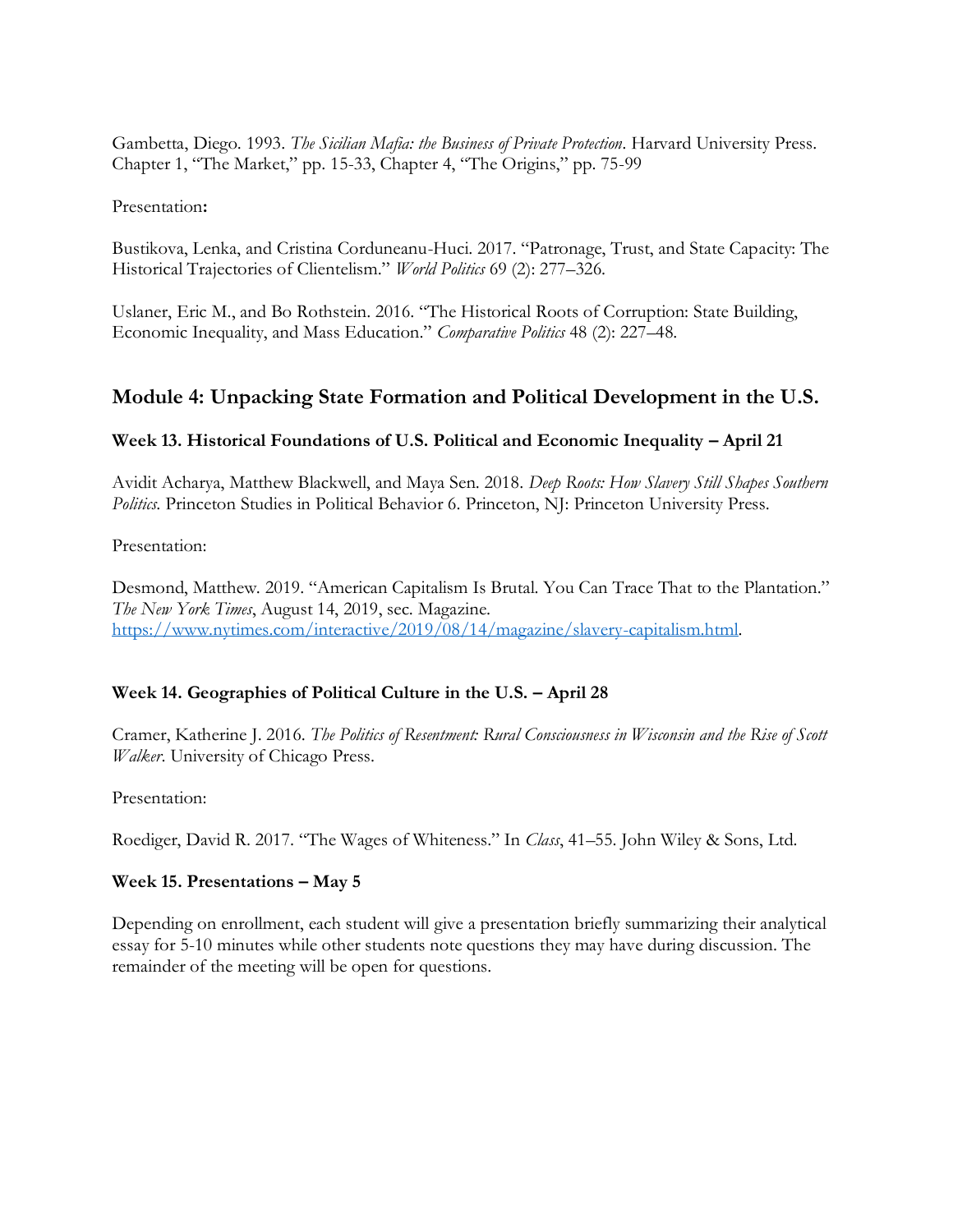Gambetta, Diego. 1993. *The Sicilian Mafia: the Business of Private Protection*. Harvard University Press. Chapter 1, "The Market," pp. 15-33, Chapter 4, "The Origins," pp. 75-99

Presentation**:**

Bustikova, Lenka, and Cristina Corduneanu-Huci. 2017. "Patronage, Trust, and State Capacity: The Historical Trajectories of Clientelism." *World Politics* 69 (2): 277–326.

Uslaner, Eric M., and Bo Rothstein. 2016. "The Historical Roots of Corruption: State Building, Economic Inequality, and Mass Education." *Comparative Politics* 48 (2): 227–48.

## Module 4: Unpacking State Formation and Political Development in the U.S.

### Week 13. Historical Foundations of U.S. Political and Economic Inequality – April 21

Avidit Acharya, Matthew Blackwell, and Maya Sen. 2018. *Deep Roots: How Slavery Still Shapes Southern Politics*. Princeton Studies in Political Behavior 6. Princeton, NJ: Princeton University Press.

Presentation:

Desmond, Matthew. 2019. "American Capitalism Is Brutal. You Can Trace That to the Plantation." *The New York Times*, August 14, 2019, sec. Magazine. [https://www.nytimes.com/interactive/2019/08/14/magazine/slavery-capitalism.html](https://www.nytimes.com/interactive/2019/08/14/magazine/slavery-capitalism.html).

### Week 14. Geographies of Political Culture in the U.S. – April 28

Cramer, Katherine J. 2016. *The Politics of Resentment: Rural Consciousness in Wisconsin and the Rise of Scott Walker*. University of Chicago Press.

Presentation:

Roediger, David R. 2017. "The Wages of Whiteness." In *Class*, 41–55. John Wiley & Sons, Ltd.

### Week 15. Presentations – May 5

Depending on enrollment, each student will give a presentation briefly summarizing their analytical essay for 5-10 minutes while other students note questions they may have during discussion. The remainder of the meeting will be open for questions.